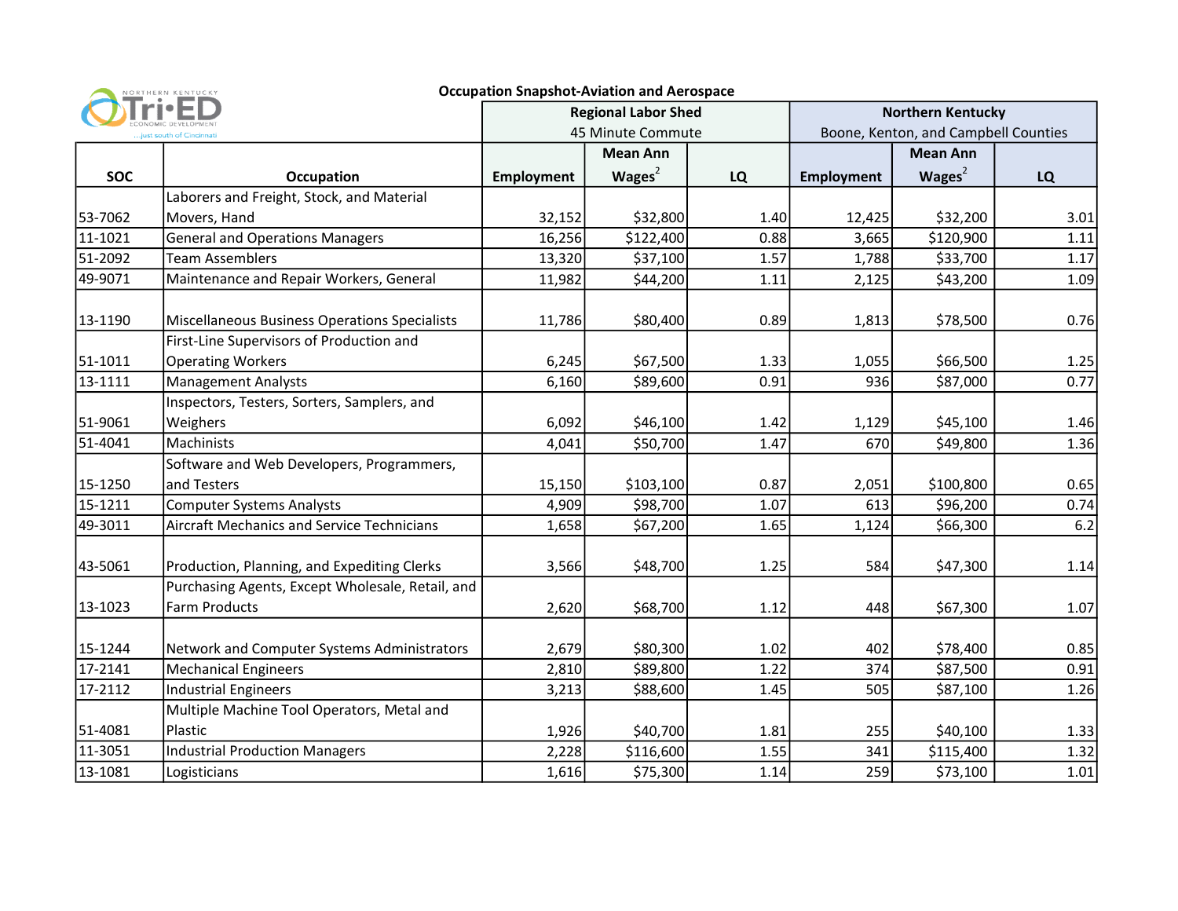NORTHERN KENTUCKY Tri•ED ECONOMIC DEVELOPMENT ...just south of Cincinnati

## Occupation Snapshot-Aviation and Aerospace

| SOC | Occupation | Regional Labor Shed 45 Minute Commute | | | Northern Kentucky Boone, Kenton, and Campbell Counties | | |
|---|---|---|---|---|---|---|---|
| | | Employment | Mean Ann Wages[2] | LQ | Employment | Mean Ann Wages[2] | LQ |
| 53-7062 | Laborers and Freight, Stock, and Material Movers, Hand | 32,152 | $32,800 | 1.40 | 12,425 | $32,200 | 3.01 |
| 11-1021 | General and Operations Managers | 16,256 | $122,400 | 0.88 | 3,665 | $120,900 | 1.11 |
| 51-2092 | Team Assemblers | 13,320 | $37,100 | 1.57 | 1,788 | $33,700 | 1.17 |
| 49-9071 | Maintenance and Repair Workers, General | 11,982 | $44,200 | 1.11 | 2,125 | $43,200 | 1.09 |
| 13-1190 | Miscellaneous Business Operations Specialists | 11,786 | $80,400 | 0.89 | 1,813 | $78,500 | 0.76 |
| 51-1011 | First-Line Supervisors of Production and Operating Workers | 6,245 | $67,500 | 1.33 | 1,055 | $66,500 | 1.25 |
| 13-1111 | Management Analysts | 6,160 | $89,600 | 0.91 | 936 | $87,000 | 0.77 |
| 51-9061 | Inspectors, Testers, Sorters, Samplers, and Weighers | 6,092 | $46,100 | 1.42 | 1,129 | $45,100 | 1.46 |
| 51-4041 | Machinists | 4,041 | $50,700 | 1.47 | 670 | $49,800 | 1.36 |
| 15-1250 | Software and Web Developers, Programmers, and Testers | 15,150 | $103,100 | 0.87 | 2,051 | $100,800 | 0.65 |
| 15-1211 | Computer Systems Analysts | 4,909 | $98,700 | 1.07 | 613 | $96,200 | 0.74 |
| 49-3011 | Aircraft Mechanics and Service Technicians | 1,658 | $67,200 | 1.65 | 1,124 | $66,300 | 6.2 |
| 43-5061 | Production, Planning, and Expediting Clerks | 3,566 | $48,700 | 1.25 | 584 | $47,300 | 1.14 |
| 13-1023 | Purchasing Agents, Except Wholesale, Retail, and Farm Products | 2,620 | $68,700 | 1.12 | 448 | $67,300 | 1.07 |
| 15-1244 | Network and Computer Systems Administrators | 2,679 | $80,300 | 1.02 | 402 | $78,400 | 0.85 |
| 17-2141 | Mechanical Engineers | 2,810 | $89,800 | 1.22 | 374 | $87,500 | 0.91 |
| 17-2112 | Industrial Engineers | 3,213 | $88,600 | 1.45 | 505 | $87,100 | 1.26 |
| 51-4081 | Multiple Machine Tool Operators, Metal and Plastic | 1,926 | $40,700 | 1.81 | 255 | $40,100 | 1.33 |
| 11-3051 | Industrial Production Managers | 2,228 | $116,600 | 1.55 | 341 | $115,400 | 1.32 |
| 13-1081 | Logisticians | 1,616 | $75,300 | 1.14 | 259 | $73,100 | 1.01 |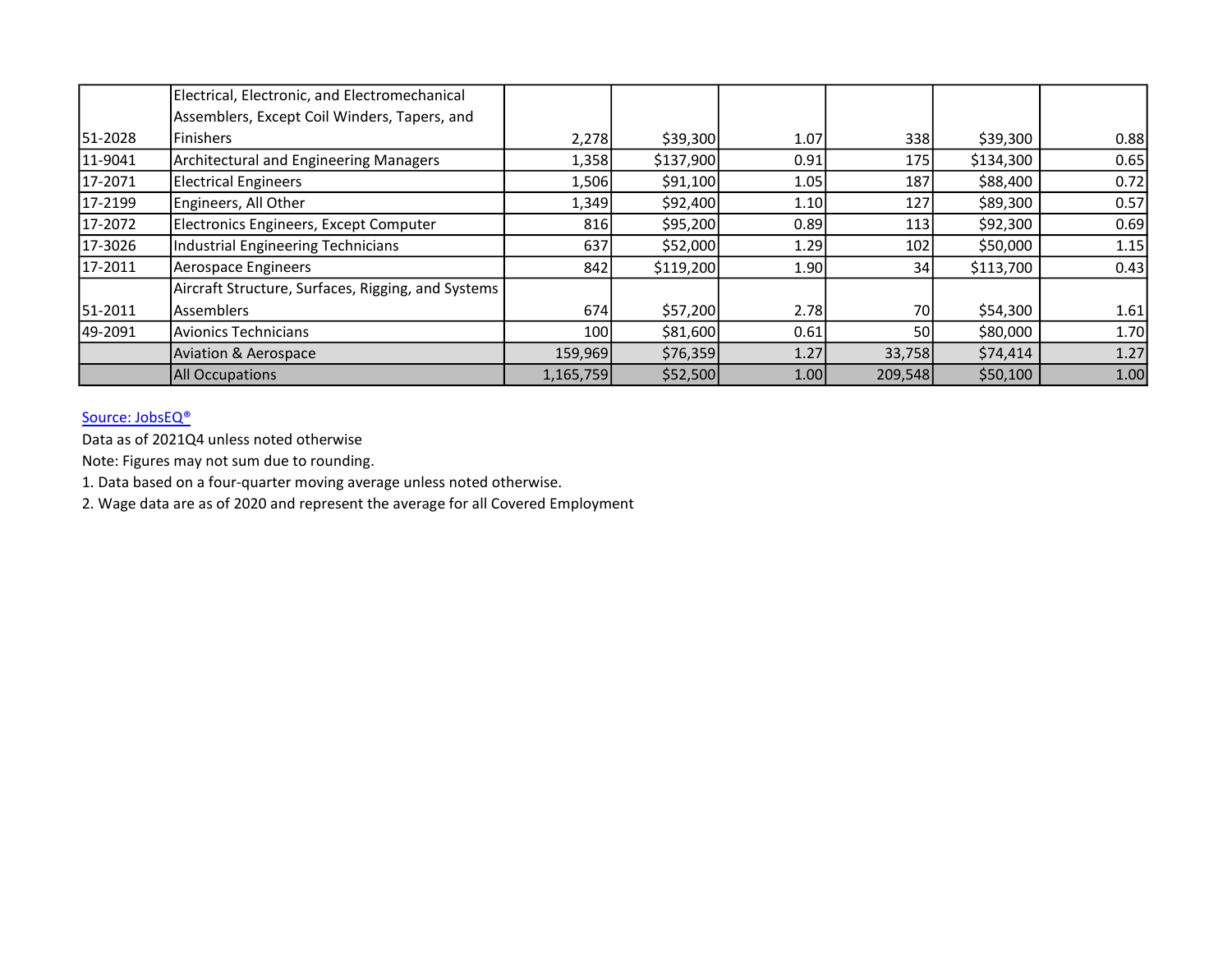| | | | | | | | |
|---|---|---|---|---|---|---|---|
| 51-2028 | Electrical, Electronic, and Electromechanical Assemblers, Except Coil Winders, Tapers, and Finishers | 2,278 | $39,300 | 1.07 | 338 | $39,300 | 0.88 |
| 11-9041 | Architectural and Engineering Managers | 1,358 | $137,900 | 0.91 | 175 | $134,300 | 0.65 |
| 17-2071 | Electrical Engineers | 1,506 | $91,100 | 1.05 | 187 | $88,400 | 0.72 |
| 17-2199 | Engineers, All Other | 1,349 | $92,400 | 1.10 | 127 | $89,300 | 0.57 |
| 17-2072 | Electronics Engineers, Except Computer | 816 | $95,200 | 0.89 | 113 | $92,300 | 0.69 |
| 17-3026 | Industrial Engineering Technicians | 637 | $52,000 | 1.29 | 102 | $50,000 | 1.15 |
| 17-2011 | Aerospace Engineers | 842 | $119,200 | 1.90 | 34 | $113,700 | 0.43 |
| 51-2011 | Aircraft Structure, Surfaces, Rigging, and Systems Assemblers | 674 | $57,200 | 2.78 | 70 | $54,300 | 1.61 |
| 49-2091 | Avionics Technicians | 100 | $81,600 | 0.61 | 50 | $80,000 | 1.70 |
| | Aviation & Aerospace | 159,969 | $76,359 | 1.27 | 33,758 | $74,414 | 1.27 |
| | All Occupations | 1,165,759 | $52,500 | 1.00 | 209,548 | $50,100 | 1.00 |

Source: JobsEQ®

Data as of 2021Q4 unless noted otherwise

Note: Figures may not sum due to rounding.

1. Data based on a four-quarter moving average unless noted otherwise.

2. Wage data are as of 2020 and represent the average for all Covered Employment